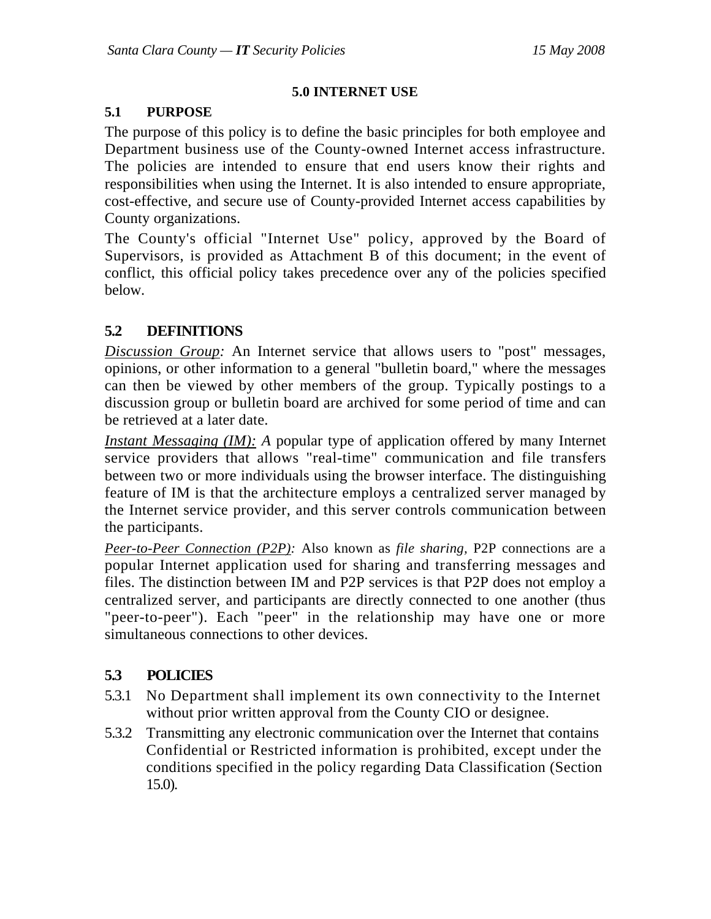# 5.0 INTERNET USE

## 5.1 PURPOSE

The purpose of this policy is to define the basic principles for both employee and Department business use of the County-owned Internet access infrastructure. The policies are intended to ensure that end users know their rights and responsibilities when using the Internet. It is also intended to ensure appropriate, cost-effective, and secure use of County-provided Internet access capabilities by County organizations.

The County's official "Internet Use" policy, approved by the Board of Supervisors, is provided as Attachment B of this document; in the event of conflict, this official policy takes precedence over any of the policies specified below.

## 5.2 DEFINITIONS

*Discussion Group:* An Internet service that allows users to "post" messages, opinions, or other information to a general "bulletin board," where the messages can then be viewed by other members of the group. Typically postings to a discussion group or bulletin board are archived for some period of time and can be retrieved at a later date.

*Instant Messaging (IM): A* popular type of application offered by many Internet service providers that allows "real-time" communication and file transfers between two or more individuals using the browser interface. The distinguishing feature of IM is that the architecture employs a centralized server managed by the Internet service provider, and this server controls communication between the participants.

*Peer-to-Peer Connection (P2P):* Also known as *file sharing,* P2P connections are a popular Internet application used for sharing and transferring messages and files. The distinction between IM and P2P services is that P2P does not employ a centralized server, and participants are directly connected to one another (thus "peer-to-peer"). Each "peer" in the relationship may have one or more simultaneous connections to other devices.

## 5.3 POLICIES

5.3.1 No Department shall implement its own connectivity to the Internet without prior written approval from the County CIO or designee.

5.3.2 Transmitting any electronic communication over the Internet that contains Confidential or Restricted information is prohibited, except under the conditions specified in the policy regarding Data Classification (Section 15.0).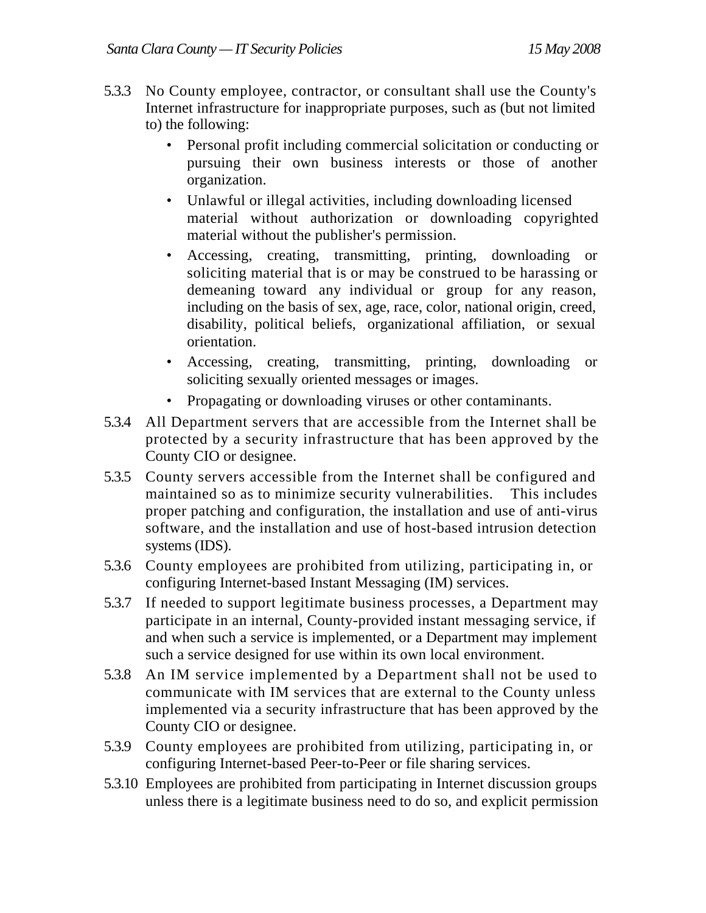5.3.3 No County employee, contractor, or consultant shall use the County's Internet infrastructure for inappropriate purposes, such as (but not limited to) the following:

- Personal profit including commercial solicitation or conducting or pursuing their own business interests or those of another organization.
- Unlawful or illegal activities, including downloading licensed material without authorization or downloading copyrighted material without the publisher's permission.
- Accessing, creating, transmitting, printing, downloading or soliciting material that is or may be construed to be harassing or demeaning toward any individual or group for any reason, including on the basis of sex, age, race, color, national origin, creed, disability, political beliefs, organizational affiliation, or sexual orientation.
- Accessing, creating, transmitting, printing, downloading or soliciting sexually oriented messages or images.
- Propagating or downloading viruses or other contaminants.

5.3.4 All Department servers that are accessible from the Internet shall be protected by a security infrastructure that has been approved by the County CIO or designee.

5.3.5 County servers accessible from the Internet shall be configured and maintained so as to minimize security vulnerabilities. This includes proper patching and configuration, the installation and use of anti-virus software, and the installation and use of host-based intrusion detection systems (IDS).

5.3.6 County employees are prohibited from utilizing, participating in, or configuring Internet-based Instant Messaging (IM) services.

5.3.7 If needed to support legitimate business processes, a Department may participate in an internal, County-provided instant messaging service, if and when such a service is implemented, or a Department may implement such a service designed for use within its own local environment.

5.3.8 An IM service implemented by a Department shall not be used to communicate with IM services that are external to the County unless implemented via a security infrastructure that has been approved by the County CIO or designee.

5.3.9 County employees are prohibited from utilizing, participating in, or configuring Internet-based Peer-to-Peer or file sharing services.

5.3.10 Employees are prohibited from participating in Internet discussion groups unless there is a legitimate business need to do so, and explicit permission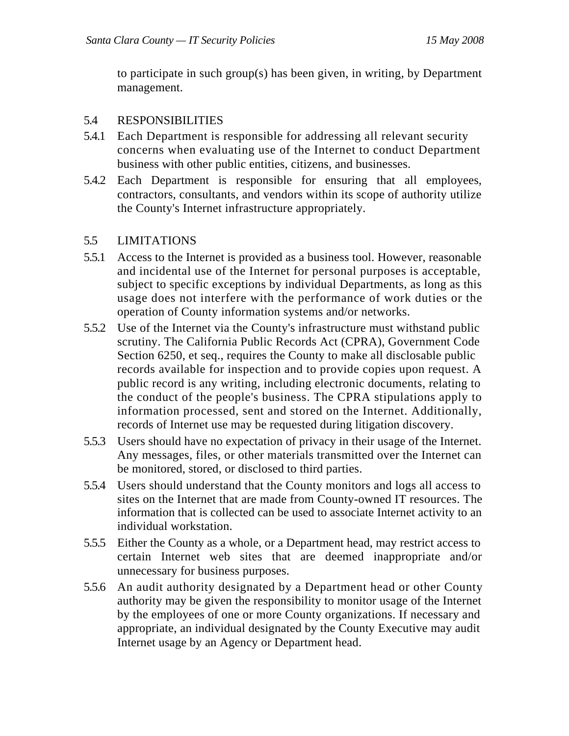to participate in such group(s) has been given, in writing, by Department management.

## 5.4 RESPONSIBILITIES

5.4.1 Each Department is responsible for addressing all relevant security concerns when evaluating use of the Internet to conduct Department business with other public entities, citizens, and businesses.

5.4.2 Each Department is responsible for ensuring that all employees, contractors, consultants, and vendors within its scope of authority utilize the County's Internet infrastructure appropriately.

## 5.5 LIMITATIONS

5.5.1 Access to the Internet is provided as a business tool. However, reasonable and incidental use of the Internet for personal purposes is acceptable, subject to specific exceptions by individual Departments, as long as this usage does not interfere with the performance of work duties or the operation of County information systems and/or networks.

5.5.2 Use of the Internet via the County's infrastructure must withstand public scrutiny. The California Public Records Act (CPRA), Government Code Section 6250, et seq., requires the County to make all disclosable public records available for inspection and to provide copies upon request. A public record is any writing, including electronic documents, relating to the conduct of the people's business. The CPRA stipulations apply to information processed, sent and stored on the Internet. Additionally, records of Internet use may be requested during litigation discovery.

5.5.3 Users should have no expectation of privacy in their usage of the Internet. Any messages, files, or other materials transmitted over the Internet can be monitored, stored, or disclosed to third parties.

5.5.4 Users should understand that the County monitors and logs all access to sites on the Internet that are made from County-owned IT resources. The information that is collected can be used to associate Internet activity to an individual workstation.

5.5.5 Either the County as a whole, or a Department head, may restrict access to certain Internet web sites that are deemed inappropriate and/or unnecessary for business purposes.

5.5.6 An audit authority designated by a Department head or other County authority may be given the responsibility to monitor usage of the Internet by the employees of one or more County organizations. If necessary and appropriate, an individual designated by the County Executive may audit Internet usage by an Agency or Department head.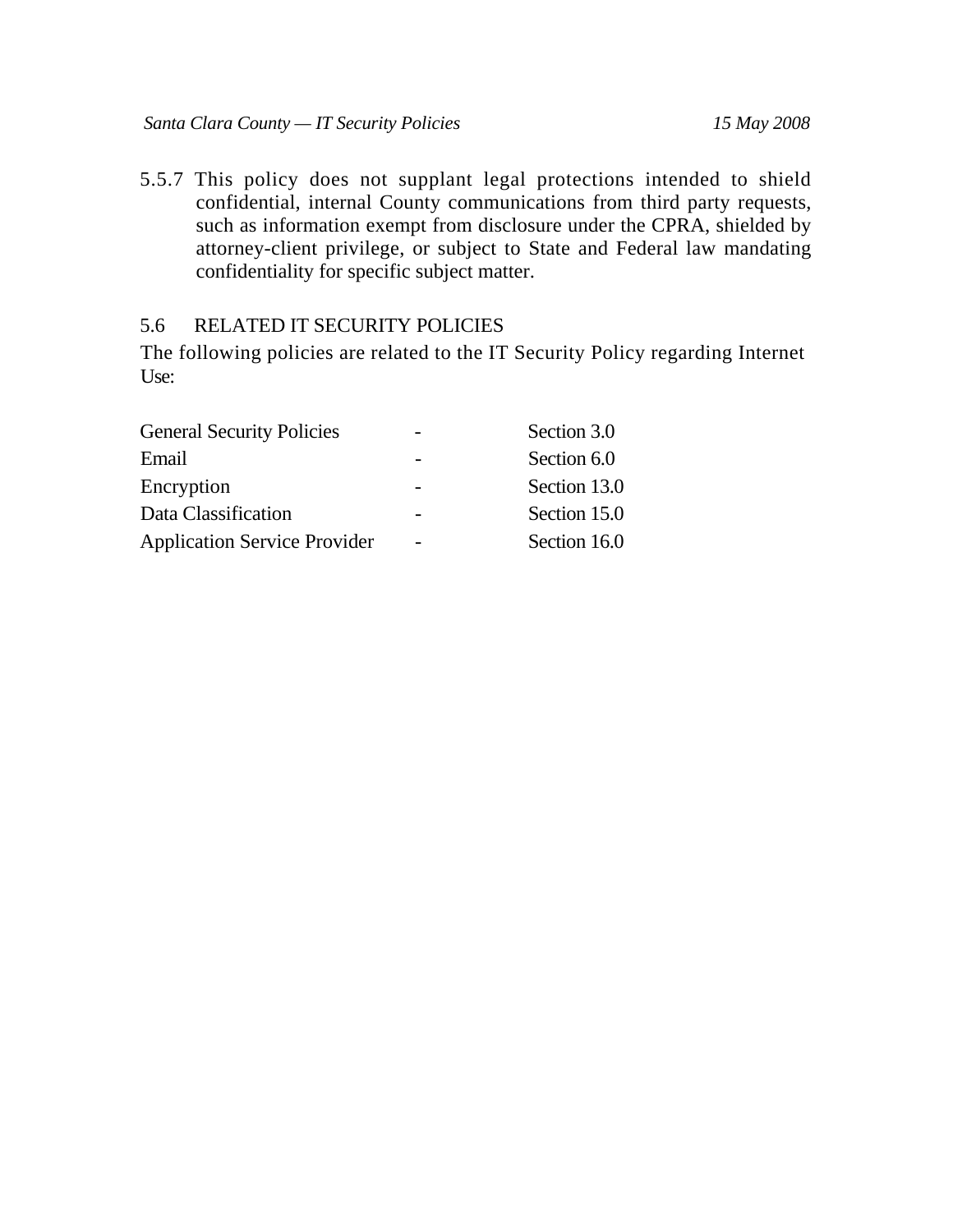5.5.7 This policy does not supplant legal protections intended to shield confidential, internal County communications from third party requests, such as information exempt from disclosure under the CPRA, shielded by attorney-client privilege, or subject to State and Federal law mandating confidentiality for specific subject matter.

## 5.6 RELATED IT SECURITY POLICIES

The following policies are related to the IT Security Policy regarding Internet Use:

| | | |
|---|---|---|
| General Security Policies | - | Section 3.0 |
| Email | - | Section 6.0 |
| Encryption | - | Section 13.0 |
| Data Classification | - | Section 15.0 |
| Application Service Provider | - | Section 16.0 |